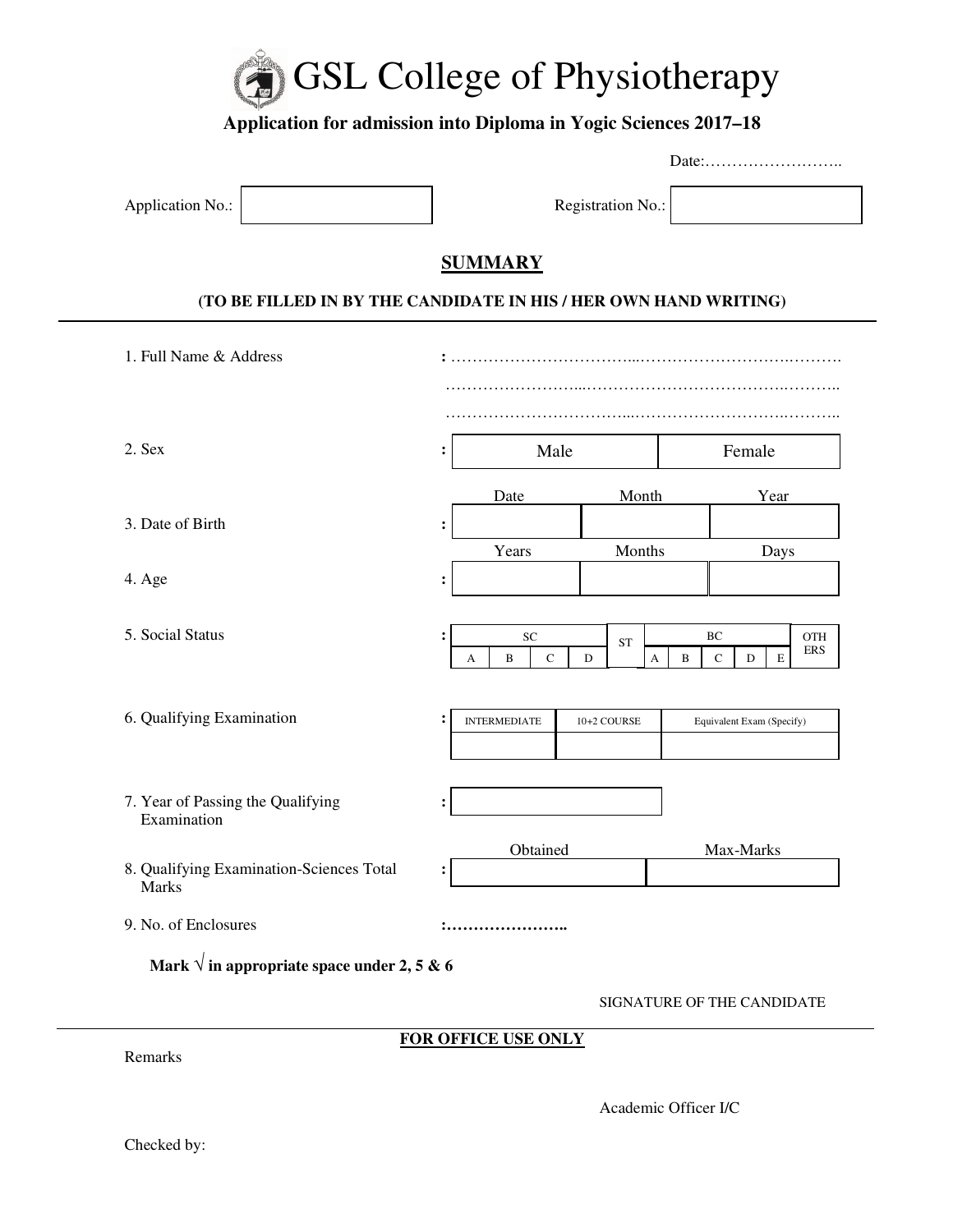# GSL College of Physiotherapy

**Application for admission into Diploma in Yogic Sciences 2017–18**

Date:……………………..

Application No.: ______________ Registration No.: ______________

## SUMMARY

**(TO BE FILLED IN BY THE CANDIDATE IN HIS / HER OWN HAND WRITING)**

1. Full Name & Address : ……………………………...……………………………….……….
……………………...……………………………….……….
……………………………...……………………….……….

2. Sex :

| Male | Female |
|---|---|
| | |

3. Date of Birth :

| Date | Month | Year |
|---|---|---|
| | | |

4. Age :

| Years | Months | Days |
|---|---|---|
| | | |

5. Social Status :

| SC | | | | ST | BC | | | | | OTHERS |
|---|---|---|---|---|---|---|---|---|---|---|
| A | B | C | D | | A | B | C | D | E | |

6. Qualifying Examination :

| INTERMEDIATE | 10+2 COURSE | Equivalent Exam (Specify) |
|---|---|---|
| | | |

7. Year of Passing the Qualifying Examination : ______________

8. Qualifying Examination-Sciences Total Marks :

| Obtained | Max-Marks |
|---|---|
| | |

9. No. of Enclosures :…………………..

**Mark √ in appropriate space under 2, 5 & 6**

SIGNATURE OF THE CANDIDATE

**FOR OFFICE USE ONLY**

Remarks

Academic Officer I/C

Checked by: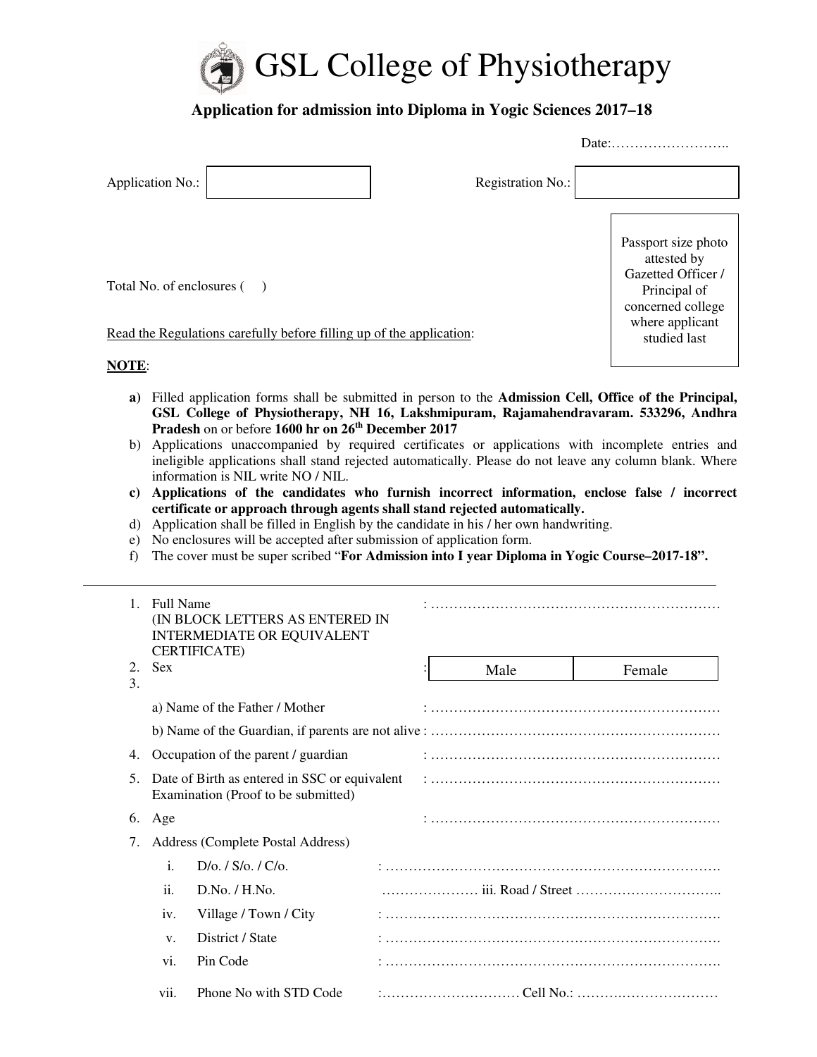# GSL College of Physiotherapy

## Application for admission into Diploma in Yogic Sciences 2017–18

Date:……………………..

Application No.: | | Registration No.: | |

Total No. of enclosures (   )

Passport size photo attested by Gazetted Officer / Principal of concerned college where applicant studied last

Read the Regulations carefully before filling up of the application:

**NOTE**:

- **a)** Filled application forms shall be submitted in person to the **Admission Cell, Office of the Principal, GSL College of Physiotherapy, NH 16, Lakshmipuram, Rajamahendravaram. 533296, Andhra Pradesh** on or before **1600 hr on 26th December 2017**
- b) Applications unaccompanied by required certificates or applications with incomplete entries and ineligible applications shall stand rejected automatically. Please do not leave any column blank. Where information is NIL write NO / NIL.
- **c) Applications of the candidates who furnish incorrect information, enclose false / incorrect certificate or approach through agents shall stand rejected automatically.**
- d) Application shall be filled in English by the candidate in his / her own handwriting.
- e) No enclosures will be accepted after submission of application form.
- f) The cover must be super scribed "**For Admission into I year Diploma in Yogic Course–2017-18".**

---

1. Full Name (IN BLOCK LETTERS AS ENTERED IN INTERMEDIATE OR EQUIVALENT CERTIFICATE) : ………………………………………………………
2. Sex : | Male | Female |
3. a) Name of the Father / Mother : ………………………………………………………

   b) Name of the Guardian, if parents are not alive : ………………………………………………………
4. Occupation of the parent / guardian : ………………………………………………………
5. Date of Birth as entered in SSC or equivalent Examination (Proof to be submitted) : ………………………………………………………
6. Age : ………………………………………………………
7. Address (Complete Postal Address)
   - i. D/o. / S/o. / C/o. : ……………………………………………………………….
   - ii. D.No. / H.No. ………………… iii. Road / Street …………………………..
   - iv. Village / Town / City : ……………………………………………………………….
   - v. District / State : ……………………………………………………………….
   - vi. Pin Code : ……………………………………………………………….
   - vii. Phone No with STD Code :………………………… Cell No.: …………………………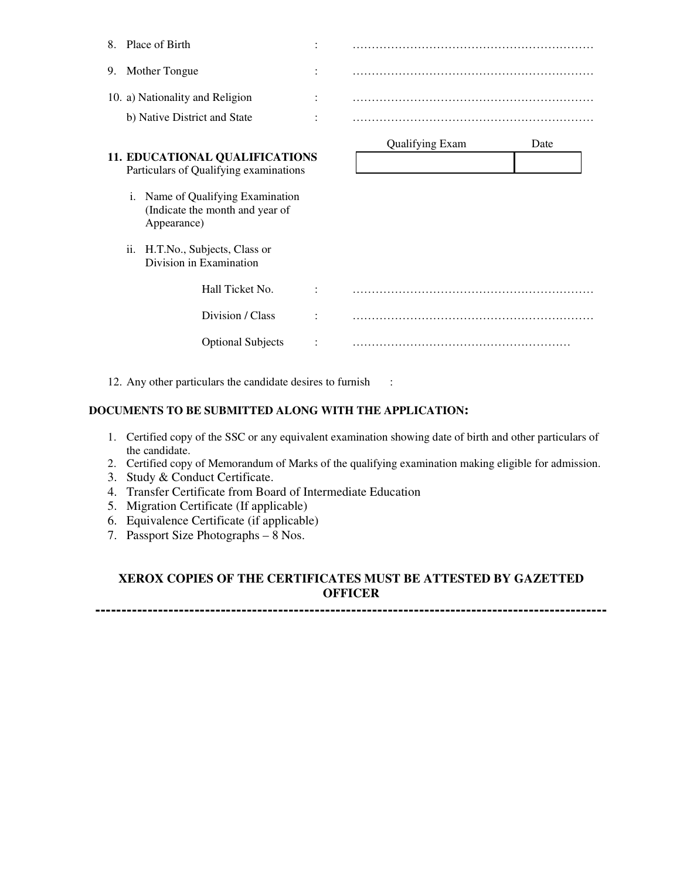8. Place of Birth : ………………………………………………………

9. Mother Tongue : ………………………………………………………

10. a) Nationality and Religion : ………………………………………………………

    b) Native District and State : ………………………………………………………

**11. EDUCATIONAL QUALIFICATIONS**
Particulars of Qualifying examinations

| Qualifying Exam | Date |
|---|---|
| | |

i. Name of Qualifying Examination (Indicate the month and year of Appearance)

ii. H.T.No., Subjects, Class or Division in Examination

Hall Ticket No. : ………………………………………………………

Division / Class : ………………………………………………………

Optional Subjects : …………………………………………………

12. Any other particulars the candidate desires to furnish :

**DOCUMENTS TO BE SUBMITTED ALONG WITH THE APPLICATION:**

1. Certified copy of the SSC or any equivalent examination showing date of birth and other particulars of the candidate.
2. Certified copy of Memorandum of Marks of the qualifying examination making eligible for admission.
3. Study & Conduct Certificate.
4. Transfer Certificate from Board of Intermediate Education
5. Migration Certificate (If applicable)
6. Equivalence Certificate (if applicable)
7. Passport Size Photographs – 8 Nos.

**XEROX COPIES OF THE CERTIFICATES MUST BE ATTESTED BY GAZETTED OFFICER**

---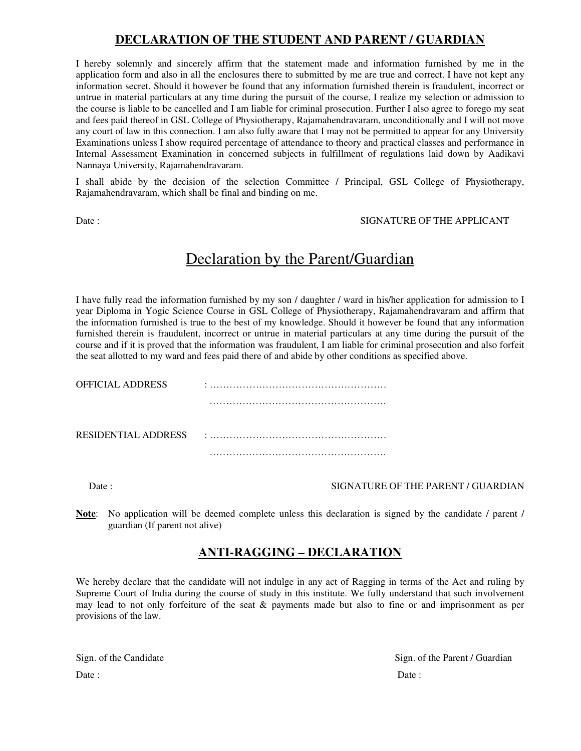## DECLARATION OF THE STUDENT AND PARENT / GUARDIAN

I hereby solemnly and sincerely affirm that the statement made and information furnished by me in the application form and also in all the enclosures there to submitted by me are true and correct. I have not kept any information secret. Should it however be found that any information furnished therein is fraudulent, incorrect or untrue in material particulars at any time during the pursuit of the course, I realize my selection or admission to the course is liable to be cancelled and I am liable for criminal prosecution. Further I also agree to forego my seat and fees paid thereof in GSL College of Physiotherapy, Rajamahendravaram, unconditionally and I will not move any court of law in this connection. I am also fully aware that I may not be permitted to appear for any University Examinations unless I show required percentage of attendance to theory and practical classes and performance in Internal Assessment Examination in concerned subjects in fulfillment of regulations laid down by Aadikavi Nannaya University, Rajamahendravaram.

I shall abide by the decision of the selection Committee / Principal, GSL College of Physiotherapy, Rajamahendravaram, which shall be final and binding on me.

Date : SIGNATURE OF THE APPLICANT

## Declaration by the Parent/Guardian

I have fully read the information furnished by my son / daughter / ward in his/her application for admission to I year Diploma in Yogic Science Course in GSL College of Physiotherapy, Rajamahendravaram and affirm that the information furnished is true to the best of my knowledge. Should it however be found that any information furnished therein is fraudulent, incorrect or untrue in material particulars at any time during the pursuit of the course and if it is proved that the information was fraudulent, I am liable for criminal prosecution and also forfeit the seat allotted to my ward and fees paid there of and abide by other conditions as specified above.

OFFICIAL ADDRESS : ………………………………………………
………………………………………………

RESIDENTIAL ADDRESS : ………………………………………………
………………………………………………

Date : SIGNATURE OF THE PARENT / GUARDIAN

**Note**: No application will be deemed complete unless this declaration is signed by the candidate / parent / guardian (If parent not alive)

## ANTI-RAGGING – DECLARATION

We hereby declare that the candidate will not indulge in any act of Ragging in terms of the Act and ruling by Supreme Court of India during the course of study in this institute. We fully understand that such involvement may lead to not only forfeiture of the seat & payments made but also to fine or and imprisonment as per provisions of the law.

Sign. of the Candidate Sign. of the Parent / Guardian

Date : Date :